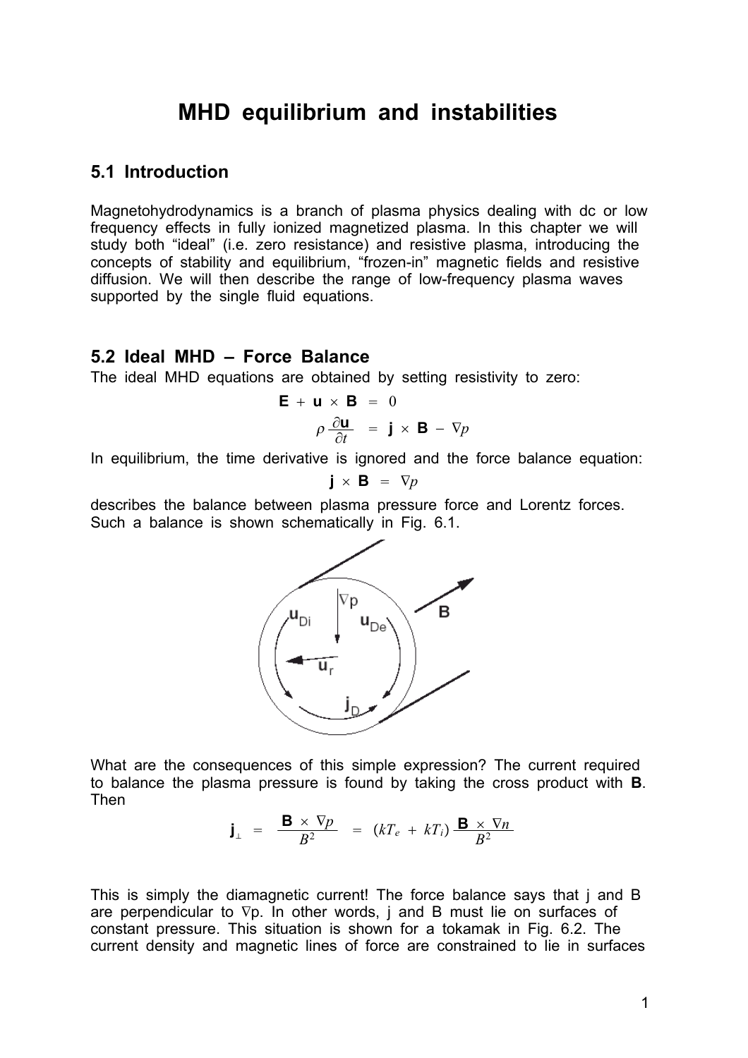# MHD equilibrium and instabilities

## 5.1 Introduction

Magnetohydrodynamics is a branch of plasma physics dealing with dc or low frequency effects in fully ionized magnetized plasma. In this chapter we will study both "ideal" (i.e. zero resistance) and resistive plasma, introducing the concepts of stability and equilibrium, "frozen-in" magnetic fields and resistive diffusion. We will then describe the range of low-frequency plasma waves supported by the single fluid equations.

## 5.2 Ideal MHD – Force Balance

The ideal MHD equations are obtained by setting resistivity to zero:

$$\mathbf{E} + \mathbf{u} \times \mathbf{B} = 0$$

$$\rho \frac{\partial \mathbf{u}}{\partial t} = \mathbf{j} \times \mathbf{B} - \nabla p$$

In equilibrium, the time derivative is ignored and the force balance equation:

$$\mathbf{j} \times \mathbf{B} = \nabla p$$

describes the balance between plasma pressure force and Lorentz forces. Such a balance is shown schematically in Fig. 6.1.

What are the consequences of this simple expression? The current required to balance the plasma pressure is found by taking the cross product with **B**. Then

$$\mathbf{j}_{\perp} = \frac{\mathbf{B} \times \nabla p}{B^2} = (kT_e + kT_i) \frac{\mathbf{B} \times \nabla n}{B^2}$$

This is simply the diamagnetic current! The force balance says that j and B are perpendicular to ∇p. In other words, j and B must lie on surfaces of constant pressure. This situation is shown for a tokamak in Fig. 6.2. The current density and magnetic lines of force are constrained to lie in surfaces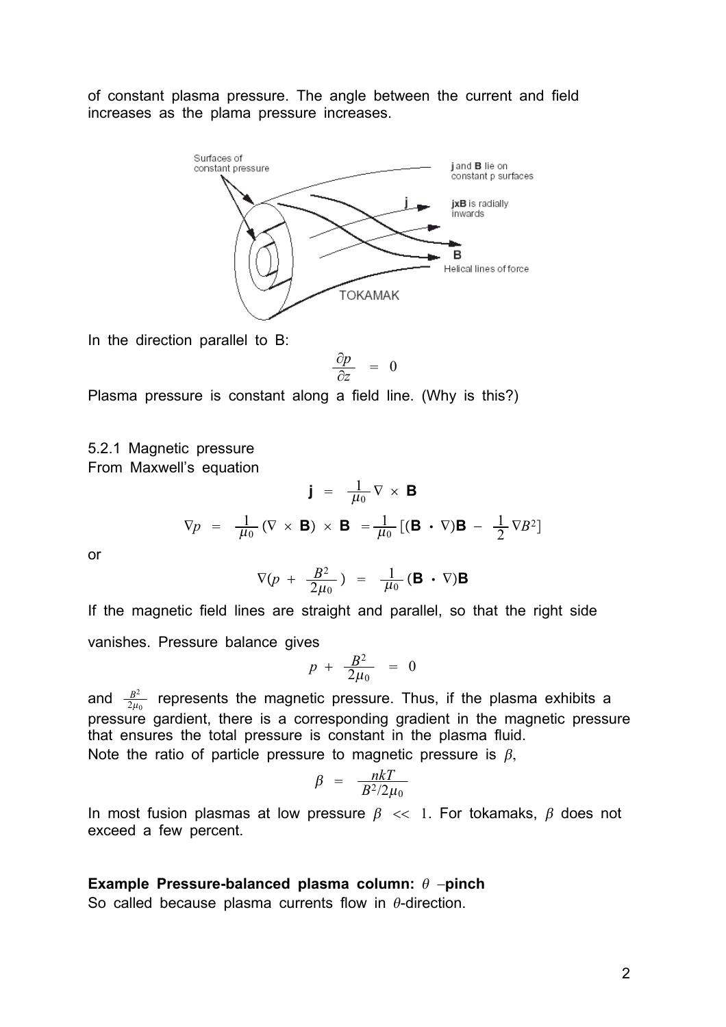of constant plasma pressure. The angle between the current and field increases as the plama pressure increases.

In the direction parallel to B:

$$\frac{\partial p}{\partial z} = 0$$

Plasma pressure is constant along a field line. (Why is this?)

5.2.1 Magnetic pressure

From Maxwell's equation

$$\mathbf{j} = \frac{1}{\mu_0} \nabla \times \mathbf{B}$$

$$\nabla p = \frac{1}{\mu_0} (\nabla \times \mathbf{B}) \times \mathbf{B} = \frac{1}{\mu_0} [(\mathbf{B} \cdot \nabla)\mathbf{B} - \frac{1}{2} \nabla B^2]$$

or

$$\nabla(p + \frac{B^2}{2\mu_0}) = \frac{1}{\mu_0} (\mathbf{B} \cdot \nabla)\mathbf{B}$$

If the magnetic field lines are straight and parallel, so that the right side vanishes. Pressure balance gives

$$p + \frac{B^2}{2\mu_0} = 0$$

and $\frac{B^2}{2\mu_0}$ represents the magnetic pressure. Thus, if the plasma exhibits a pressure gardient, there is a corresponding gradient in the magnetic pressure that ensures the total pressure is constant in the plasma fluid.

Note the ratio of particle pressure to magnetic pressure is $\beta$,

$$\beta = \frac{nkT}{B^2/2\mu_0}$$

In most fusion plasmas at low pressure $\beta << 1$. For tokamaks, $\beta$ does not exceed a few percent.

**Example Pressure-balanced plasma column: $\theta$ –pinch**

So called because plasma currents flow in $\theta$-direction.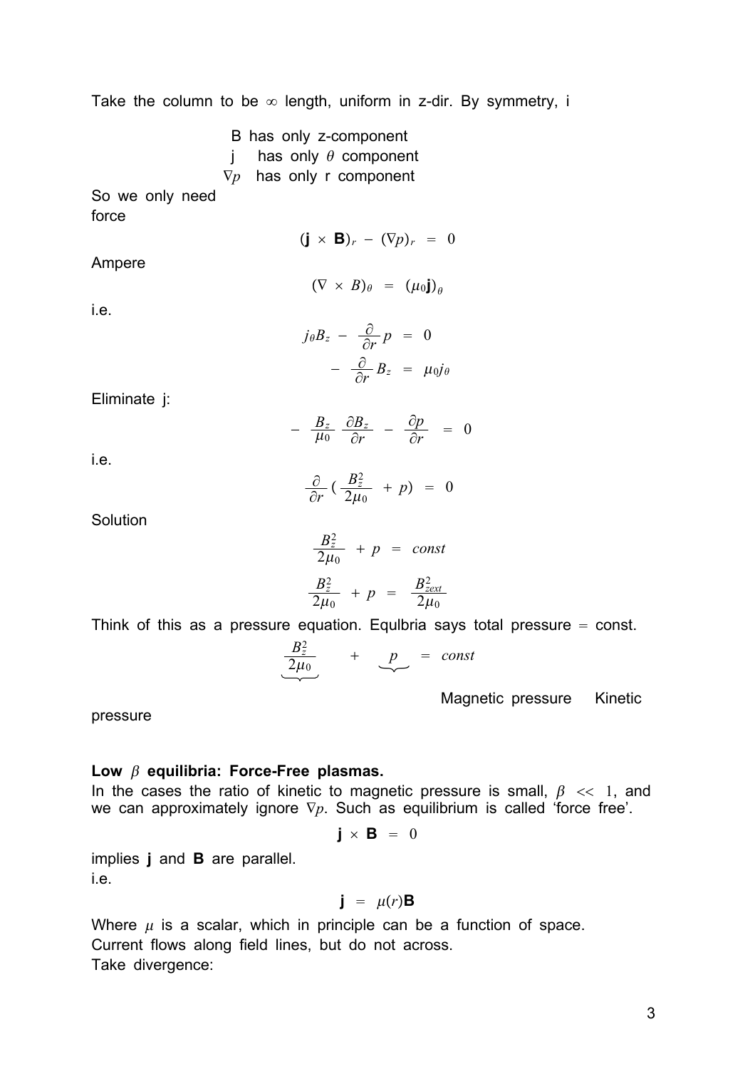Take the column to be $\infty$ length, uniform in z-dir. By symmetry, i

B has only z-component
j has only $\theta$ component
$\nabla p$ has only r component

So we only need force

$$(\mathbf{j} \times \mathbf{B})_r - (\nabla p)_r = 0$$

Ampere

$$(\nabla \times B)_\theta = (\mu_0 \mathbf{j})_\theta$$

i.e.

$$j_\theta B_z - \frac{\partial}{\partial r} p = 0$$

$$-\frac{\partial}{\partial r} B_z = \mu_0 j_\theta$$

Eliminate j:

$$-\frac{B_z}{\mu_0} \frac{\partial B_z}{\partial r} - \frac{\partial p}{\partial r} = 0$$

i.e.

$$\frac{\partial}{\partial r}\left(\frac{B_z^2}{2\mu_0} + p\right) = 0$$

Solution

$$\frac{B_z^2}{2\mu_0} + p = const$$

$$\frac{B_z^2}{2\mu_0} + p = \frac{B_{zext}^2}{2\mu_0}$$

Think of this as a pressure equation. Equlbria says total pressure = const.

$$\underbrace{\frac{B_z^2}{2\mu_0}}_{\text{Magnetic pressure}} + \underbrace{p}_{\text{Kinetic pressure}} = const$$

**Low $\beta$ equilibria: Force-Free plasmas.**

In the cases the ratio of kinetic to magnetic pressure is small, $\beta << 1$, and we can approximately ignore $\nabla p$. Such as equilibrium is called 'force free'.

$$\mathbf{j} \times \mathbf{B} = 0$$

implies **j** and **B** are parallel.
i.e.

$$\mathbf{j} = \mu(r)\mathbf{B}$$

Where $\mu$ is a scalar, which in principle can be a function of space.
Current flows along field lines, but do not across.
Take divergence: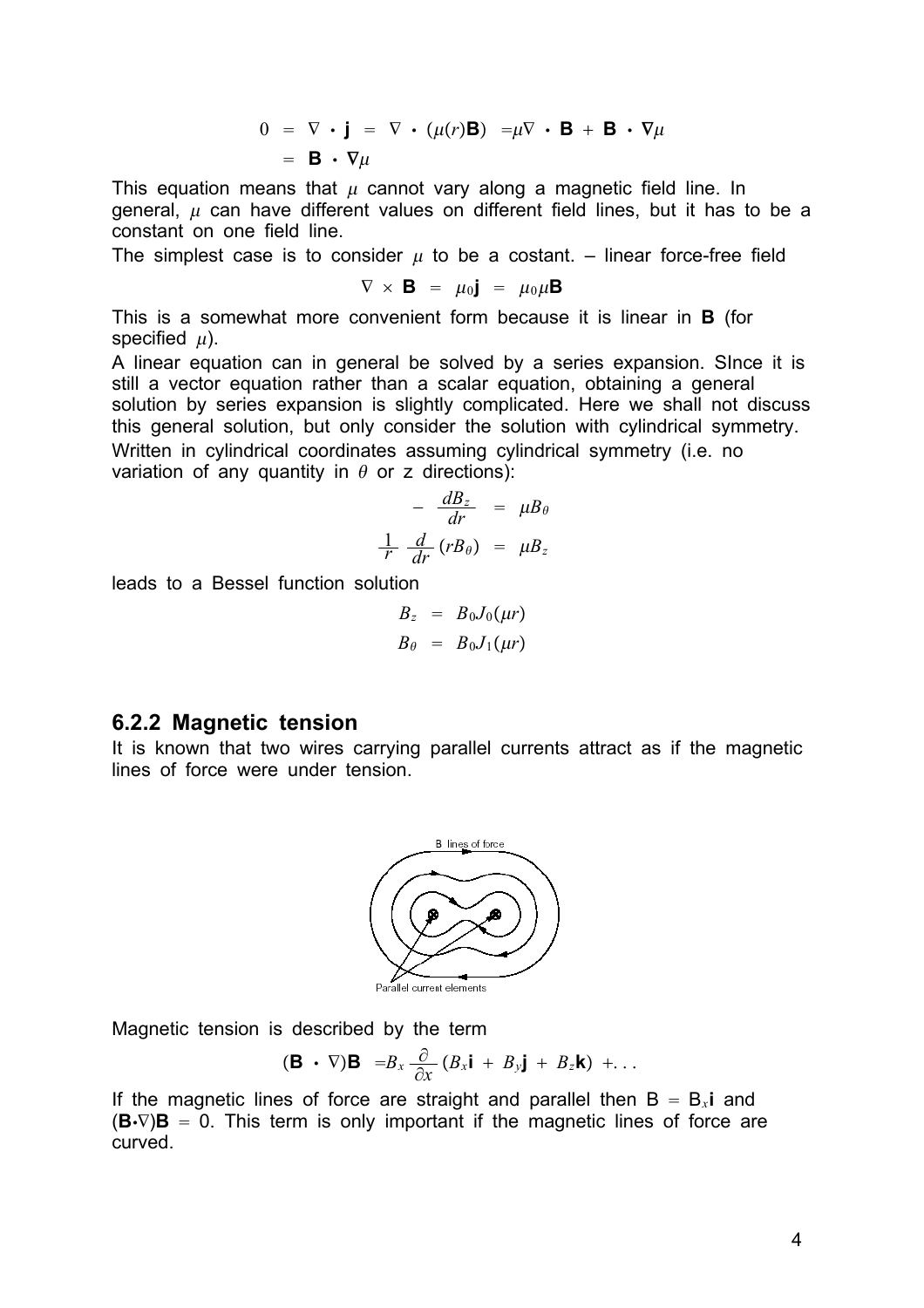$$
\begin{aligned}
0 &= \nabla \cdot \mathbf{j} = \nabla \cdot (\mu(r)\mathbf{B}) = \mu \nabla \cdot \mathbf{B} + \mathbf{B} \cdot \nabla\mu \\
&= \mathbf{B} \cdot \nabla\mu
\end{aligned}
$$

This equation means that $\mu$ cannot vary along a magnetic field line. In general, $\mu$ can have different values on different field lines, but it has to be a constant on one field line.

The simplest case is to consider $\mu$ to be a costant. – linear force-free field

$$
\nabla \times \mathbf{B} = \mu_0 \mathbf{j} = \mu_0 \mu \mathbf{B}
$$

This is a somewhat more convenient form because it is linear in **B** (for specified $\mu$).

A linear equation can in general be solved by a series expansion. SInce it is still a vector equation rather than a scalar equation, obtaining a general solution by series expansion is slightly complicated. Here we shall not discuss this general solution, but only consider the solution with cylindrical symmetry. Written in cylindrical coordinates assuming cylindrical symmetry (i.e. no variation of any quantity in $\theta$ or z directions):

$$
\begin{aligned}
-\frac{dB_z}{dr} &= \mu B_\theta \\
\frac{1}{r}\frac{d}{dr}(rB_\theta) &= \mu B_z
\end{aligned}
$$

leads to a Bessel function solution

$$
\begin{aligned}
B_z &= B_0 J_0(\mu r) \\
B_\theta &= B_0 J_1(\mu r)
\end{aligned}
$$

### 6.2.2 Magnetic tension

It is known that two wires carrying parallel currents attract as if the magnetic lines of force were under tension.

B lines of force

Parallel current elements

Magnetic tension is described by the term

$$
(\mathbf{B} \cdot \nabla)\mathbf{B} = B_x \frac{\partial}{\partial x}(B_x \mathbf{i} + B_y \mathbf{j} + B_z \mathbf{k}) + \ldots
$$

If the magnetic lines of force are straight and parallel then $B = B_x \mathbf{i}$ and $(\mathbf{B} \cdot \nabla)\mathbf{B} = 0$. This term is only important if the magnetic lines of force are curved.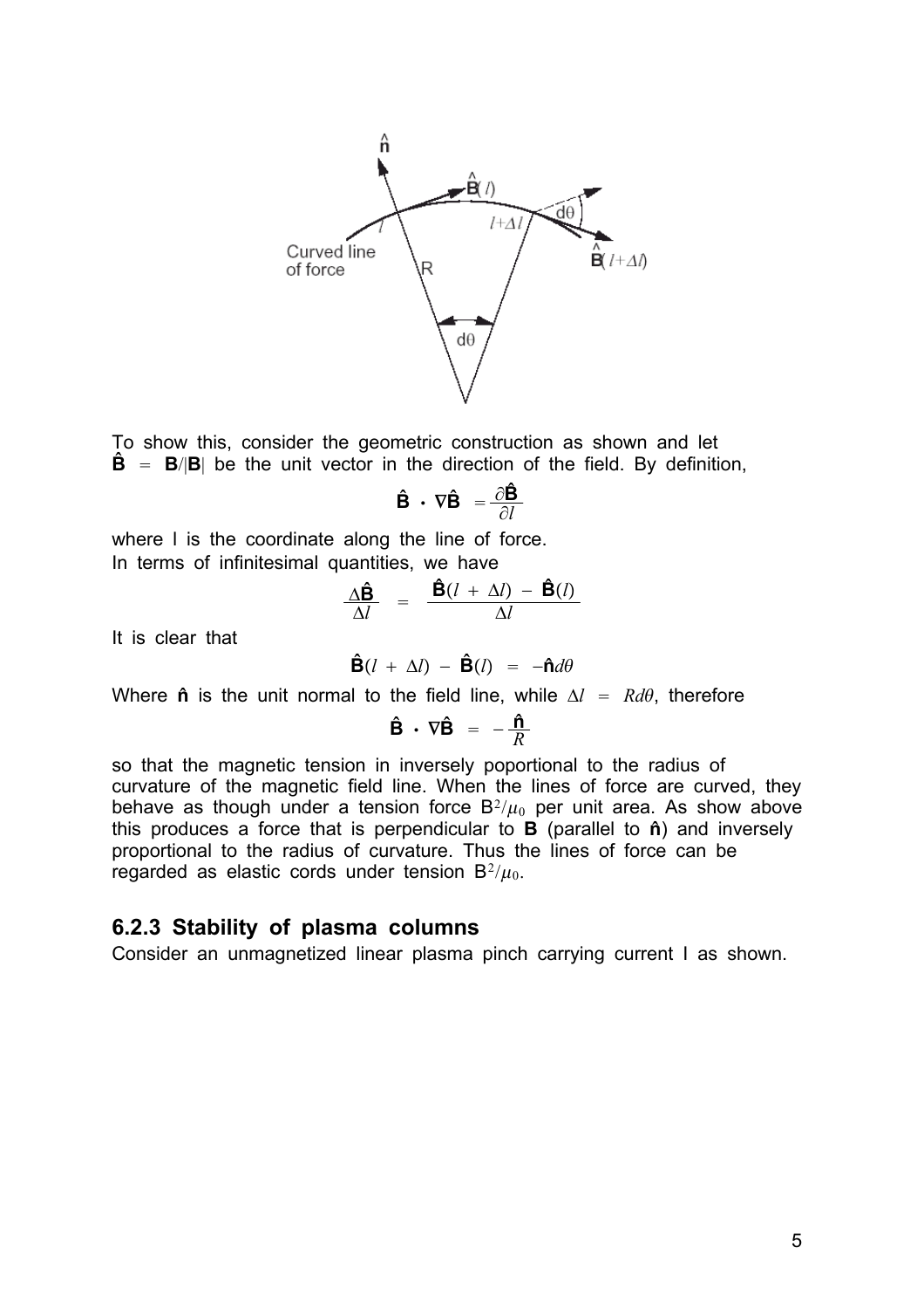To show this, consider the geometric construction as shown and let $\hat{\mathbf{B}} = \mathbf{B}/|\mathbf{B}|$ be the unit vector in the direction of the field. By definition,

$$\hat{\mathbf{B}} \cdot \nabla\hat{\mathbf{B}} = \frac{\partial \hat{\mathbf{B}}}{\partial l}$$

where l is the coordinate along the line of force.
In terms of infinitesimal quantities, we have

$$\frac{\Delta\hat{\mathbf{B}}}{\Delta l} = \frac{\hat{\mathbf{B}}(l + \Delta l) - \hat{\mathbf{B}}(l)}{\Delta l}$$

It is clear that

$$\hat{\mathbf{B}}(l + \Delta l) - \hat{\mathbf{B}}(l) = -\hat{\mathbf{n}}d\theta$$

Where $\hat{\mathbf{n}}$ is the unit normal to the field line, while $\Delta l = Rd\theta$, therefore

$$\hat{\mathbf{B}} \cdot \nabla\hat{\mathbf{B}} = -\frac{\hat{\mathbf{n}}}{R}$$

so that the magnetic tension in inversely poportional to the radius of curvature of the magnetic field line. When the lines of force are curved, they behave as though under a tension force $B^2/\mu_0$ per unit area. As show above this produces a force that is perpendicular to **B** (parallel to $\hat{\mathbf{n}}$) and inversely proportional to the radius of curvature. Thus the lines of force can be regarded as elastic cords under tension $B^2/\mu_0$.

### 6.2.3 Stability of plasma columns

Consider an unmagnetized linear plasma pinch carrying current I as shown.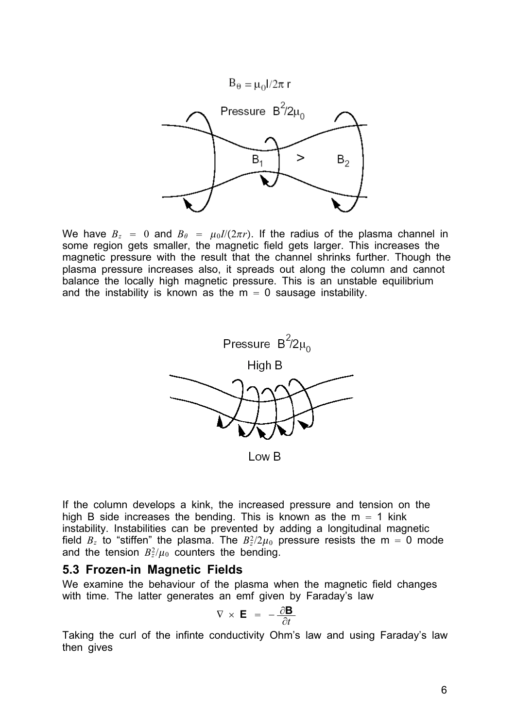$B_\theta = \mu_0 I/2\pi r$

Pressure $B^2/2\mu_0$

$B_1$ > $B_2$

We have $B_z = 0$ and $B_\theta = \mu_0 I/(2\pi r)$. If the radius of the plasma channel in some region gets smaller, the magnetic field gets larger. This increases the magnetic pressure with the result that the channel shrinks further. Though the plasma pressure increases also, it spreads out along the column and cannot balance the locally high magnetic pressure. This is an unstable equilibrium and the instability is known as the m = 0 sausage instability.

Pressure $B^2/2\mu_0$

High B

Low B

If the column develops a kink, the increased pressure and tension on the high B side increases the bending. This is known as the m = 1 kink instability. Instabilities can be prevented by adding a longitudinal magnetic field $B_z$ to "stiffen" the plasma. The $B_z^2/2\mu_0$ pressure resists the m = 0 mode and the tension $B_z^2/\mu_0$ counters the bending.

### 5.3 Frozen-in Magnetic Fields

We examine the behaviour of the plasma when the magnetic field changes with time. The latter generates an emf given by Faraday's law

$$\nabla \times \mathbf{E} = -\frac{\partial \mathbf{B}}{\partial t}$$

Taking the curl of the infinte conductivity Ohm's law and using Faraday's law then gives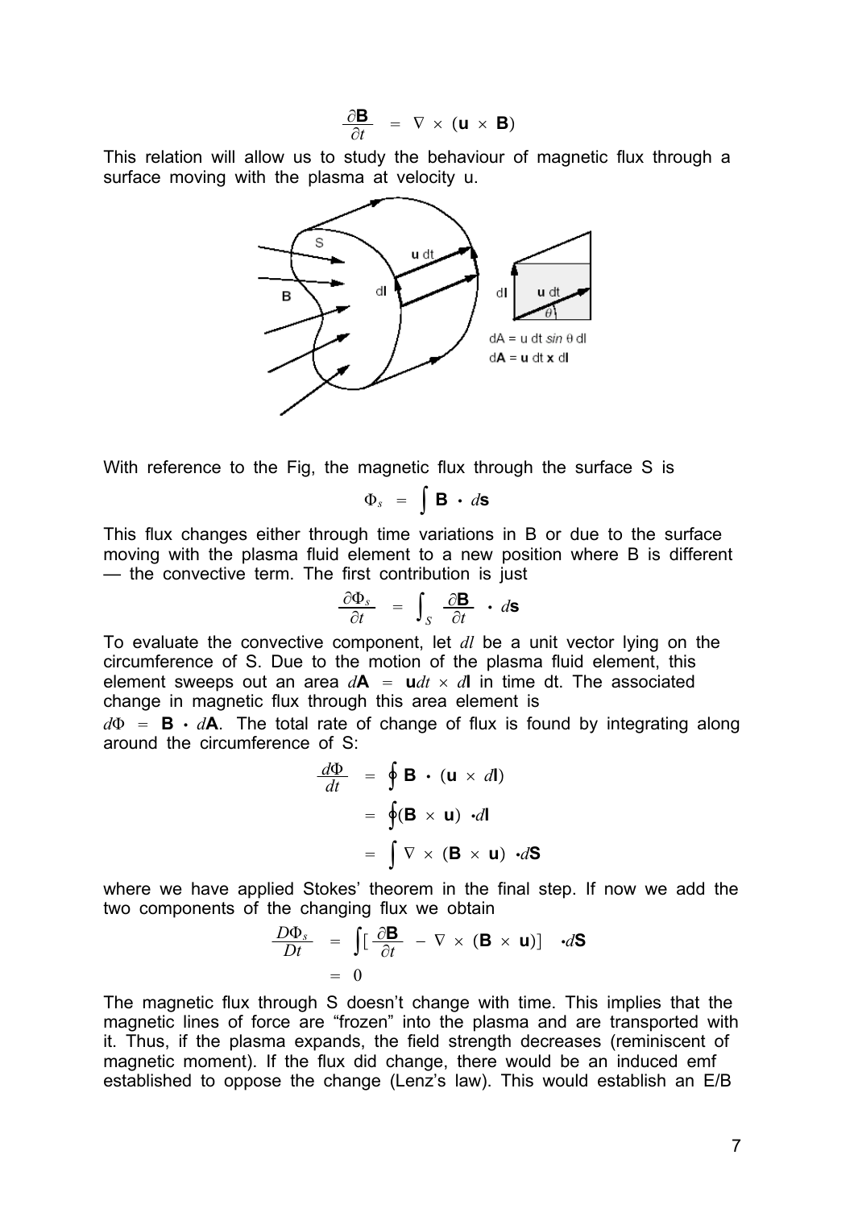$$\frac{\partial \mathbf{B}}{\partial t} = \nabla \times (\mathbf{u} \times \mathbf{B})$$

This relation will allow us to study the behaviour of magnetic flux through a surface moving with the plasma at velocity u.

With reference to the Fig, the magnetic flux through the surface S is

$$\Phi_s = \int \mathbf{B} \cdot d\mathbf{s}$$

This flux changes either through time variations in B or due to the surface moving with the plasma fluid element to a new position where B is different — the convective term. The first contribution is just

$$\frac{\partial \Phi_s}{\partial t} = \int_S \frac{\partial \mathbf{B}}{\partial t} \cdot d\mathbf{s}$$

To evaluate the convective component, let $dl$ be a unit vector lying on the circumference of S. Due to the motion of the plasma fluid element, this element sweeps out an area $d\mathbf{A} = \mathbf{u}dt \times d\mathbf{l}$ in time dt. The associated change in magnetic flux through this area element is $d\Phi = \mathbf{B} \cdot d\mathbf{A}$. The total rate of change of flux is found by integrating along around the circumference of S:

$$\begin{aligned}
\frac{d\Phi}{dt} &= \oint \mathbf{B} \cdot (\mathbf{u} \times d\mathbf{l}) \\
&= \oint (\mathbf{B} \times \mathbf{u}) \cdot d\mathbf{l} \\
&= \int \nabla \times (\mathbf{B} \times \mathbf{u}) \cdot d\mathbf{S}
\end{aligned}$$

where we have applied Stokes' theorem in the final step. If now we add the two components of the changing flux we obtain

$$\begin{aligned}
\frac{D\Phi_s}{Dt} &= \int \left[ \frac{\partial \mathbf{B}}{\partial t} - \nabla \times (\mathbf{B} \times \mathbf{u}) \right] \cdot d\mathbf{S} \\
&= 0
\end{aligned}$$

The magnetic flux through S doesn't change with time. This implies that the magnetic lines of force are "frozen" into the plasma and are transported with it. Thus, if the plasma expands, the field strength decreases (reminiscent of magnetic moment). If the flux did change, there would be an induced emf established to oppose the change (Lenz's law). This would establish an E/B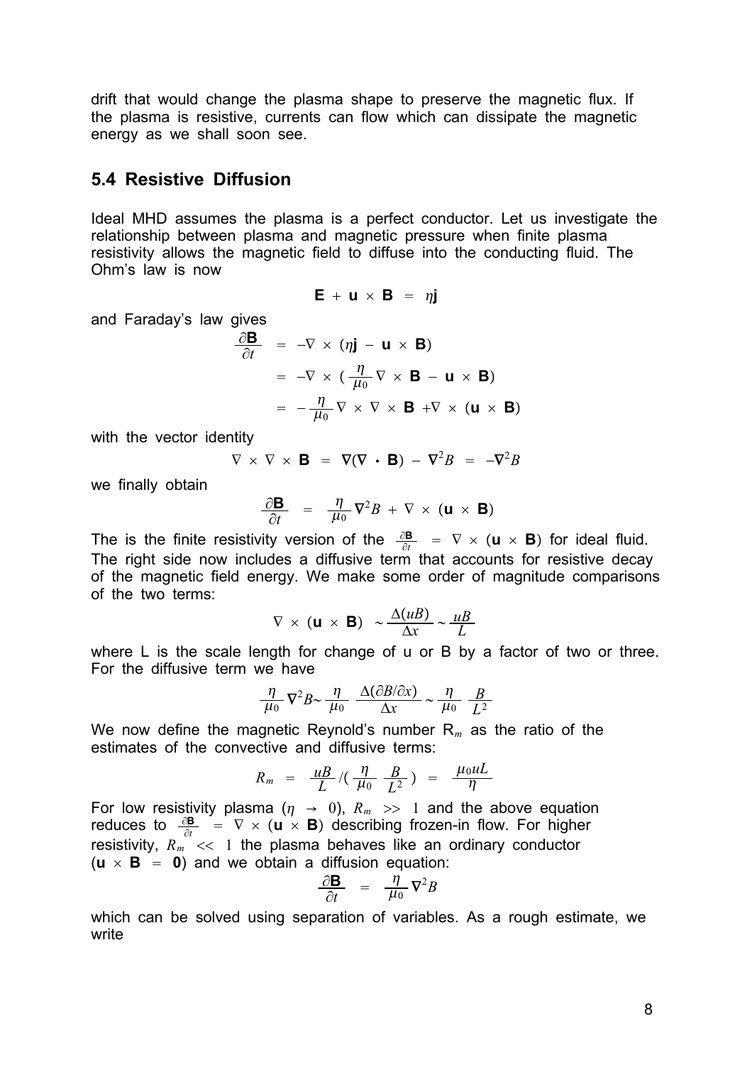drift that would change the plasma shape to preserve the magnetic flux. If the plasma is resistive, currents can flow which can dissipate the magnetic energy as we shall soon see.

## 5.4 Resistive Diffusion

Ideal MHD assumes the plasma is a perfect conductor. Let us investigate the relationship between plasma and magnetic pressure when finite plasma resistivity allows the magnetic field to diffuse into the conducting fluid. The Ohm's law is now

$$\mathbf{E} + \mathbf{u} \times \mathbf{B} = \eta \mathbf{j}$$

and Faraday's law gives

$$\begin{aligned}
\frac{\partial \mathbf{B}}{\partial t} &= -\nabla \times (\eta \mathbf{j} - \mathbf{u} \times \mathbf{B}) \\
&= -\nabla \times \left(\frac{\eta}{\mu_0} \nabla \times \mathbf{B} - \mathbf{u} \times \mathbf{B}\right) \\
&= -\frac{\eta}{\mu_0} \nabla \times \nabla \times \mathbf{B} + \nabla \times (\mathbf{u} \times \mathbf{B})
\end{aligned}$$

with the vector identity

$$\nabla \times \nabla \times \mathbf{B} = \nabla(\nabla \cdot \mathbf{B}) - \nabla^2 B = -\nabla^2 B$$

we finally obtain

$$\frac{\partial \mathbf{B}}{\partial t} = \frac{\eta}{\mu_0} \nabla^2 B + \nabla \times (\mathbf{u} \times \mathbf{B})$$

The is the finite resistivity version of the $\frac{\partial \mathbf{B}}{\partial t} = \nabla \times (\mathbf{u} \times \mathbf{B})$ for ideal fluid. The right side now includes a diffusive term that accounts for resistive decay of the magnetic field energy. We make some order of magnitude comparisons of the two terms:

$$\nabla \times (\mathbf{u} \times \mathbf{B}) \sim \frac{\Delta(uB)}{\Delta x} \sim \frac{uB}{L}$$

where L is the scale length for change of u or B by a factor of two or three. For the diffusive term we have

$$\frac{\eta}{\mu_0} \nabla^2 B \sim \frac{\eta}{\mu_0} \frac{\Delta(\partial B/\partial x)}{\Delta x} \sim \frac{\eta}{\mu_0} \frac{B}{L^2}$$

We now define the magnetic Reynold's number $R_m$ as the ratio of the estimates of the convective and diffusive terms:

$$R_m = \frac{uB}{L} / \left(\frac{\eta}{\mu_0} \frac{B}{L^2}\right) = \frac{\mu_0 u L}{\eta}$$

For low resistivity plasma ($\eta \to 0$), $R_m >> 1$ and the above equation reduces to $\frac{\partial \mathbf{B}}{\partial t} = \nabla \times (\mathbf{u} \times \mathbf{B})$ describing frozen-in flow. For higher resistivity, $R_m << 1$ the plasma behaves like an ordinary conductor ($\mathbf{u} \times \mathbf{B} = \mathbf{0}$) and we obtain a diffusion equation:

$$\frac{\partial \mathbf{B}}{\partial t} = \frac{\eta}{\mu_0} \nabla^2 B$$

which can be solved using separation of variables. As a rough estimate, we write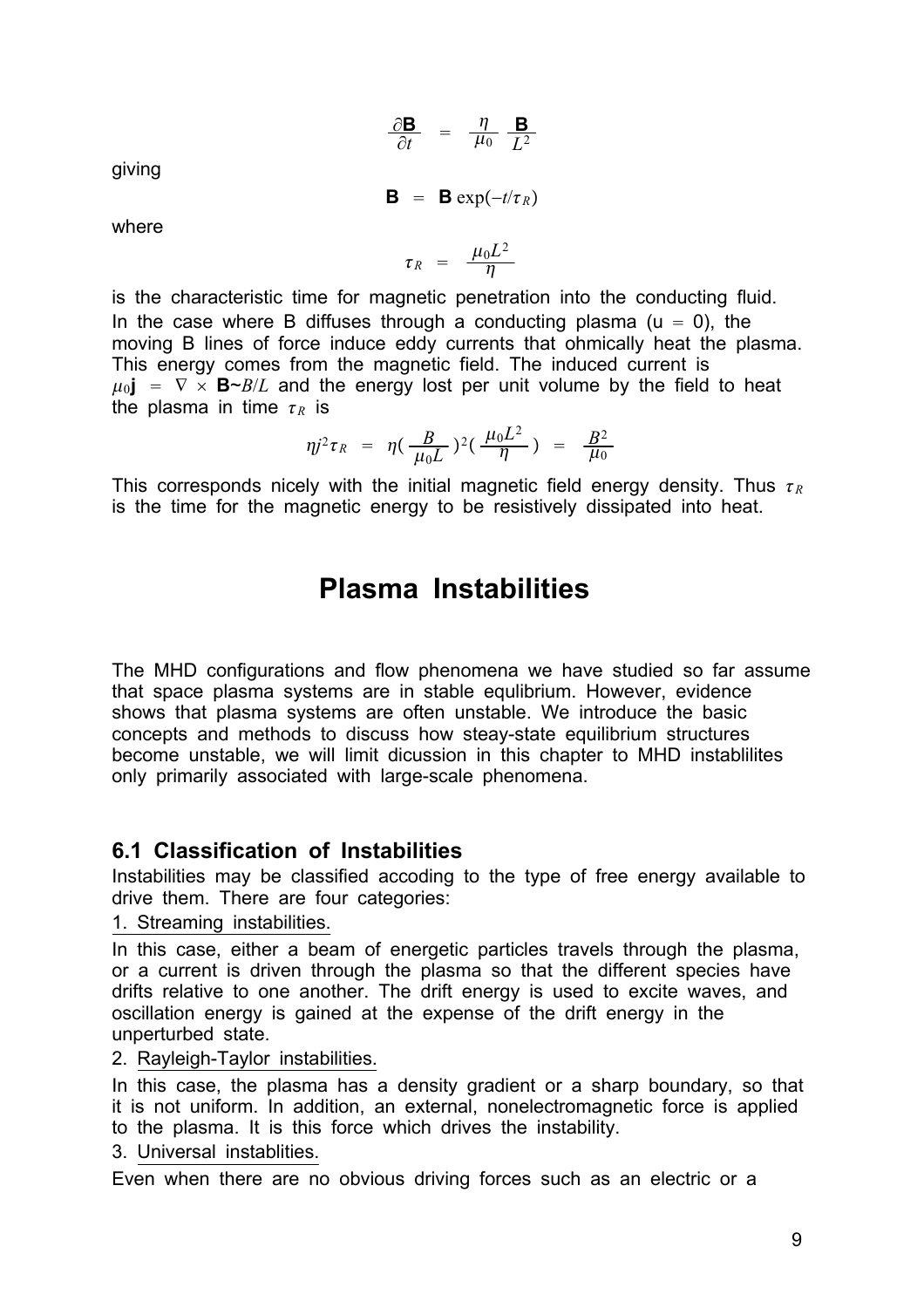$$\frac{\partial \mathbf{B}}{\partial t} = \frac{\eta}{\mu_0} \frac{\mathbf{B}}{L^2}$$

giving

$$\mathbf{B} = \mathbf{B} \exp(-t/\tau_R)$$

where

$$\tau_R = \frac{\mu_0 L^2}{\eta}$$

is the characteristic time for magnetic penetration into the conducting fluid. In the case where B diffuses through a conducting plasma (u = 0), the moving B lines of force induce eddy currents that ohmically heat the plasma. This energy comes from the magnetic field. The induced current is $\mu_0 \mathbf{j} = \nabla \times \mathbf{B} \sim B/L$ and the energy lost per unit volume by the field to heat the plasma in time $\tau_R$ is

$$\eta j^2 \tau_R = \eta \left(\frac{B}{\mu_0 L}\right)^2 \left(\frac{\mu_0 L^2}{\eta}\right) = \frac{B^2}{\mu_0}$$

This corresponds nicely with the initial magnetic field energy density. Thus $\tau_R$ is the time for the magnetic energy to be resistively dissipated into heat.

# Plasma Instabilities

The MHD configurations and flow phenomena we have studied so far assume that space plasma systems are in stable equlibrium. However, evidence shows that plasma systems are often unstable. We introduce the basic concepts and methods to discuss how steay-state equilibrium structures become unstable, we will limit dicussion in this chapter to MHD instablilites only primarily associated with large-scale phenomena.

## 6.1 Classification of Instabilities

Instabilities may be classified accoding to the type of free energy available to drive them. There are four categories:

1. Streaming instabilities.

In this case, either a beam of energetic particles travels through the plasma, or a current is driven through the plasma so that the different species have drifts relative to one another. The drift energy is used to excite waves, and oscillation energy is gained at the expense of the drift energy in the unperturbed state.

2. Rayleigh-Taylor instabilities.

In this case, the plasma has a density gradient or a sharp boundary, so that it is not uniform. In addition, an external, nonelectromagnetic force is applied to the plasma. It is this force which drives the instability.

3. Universal instablities.

Even when there are no obvious driving forces such as an electric or a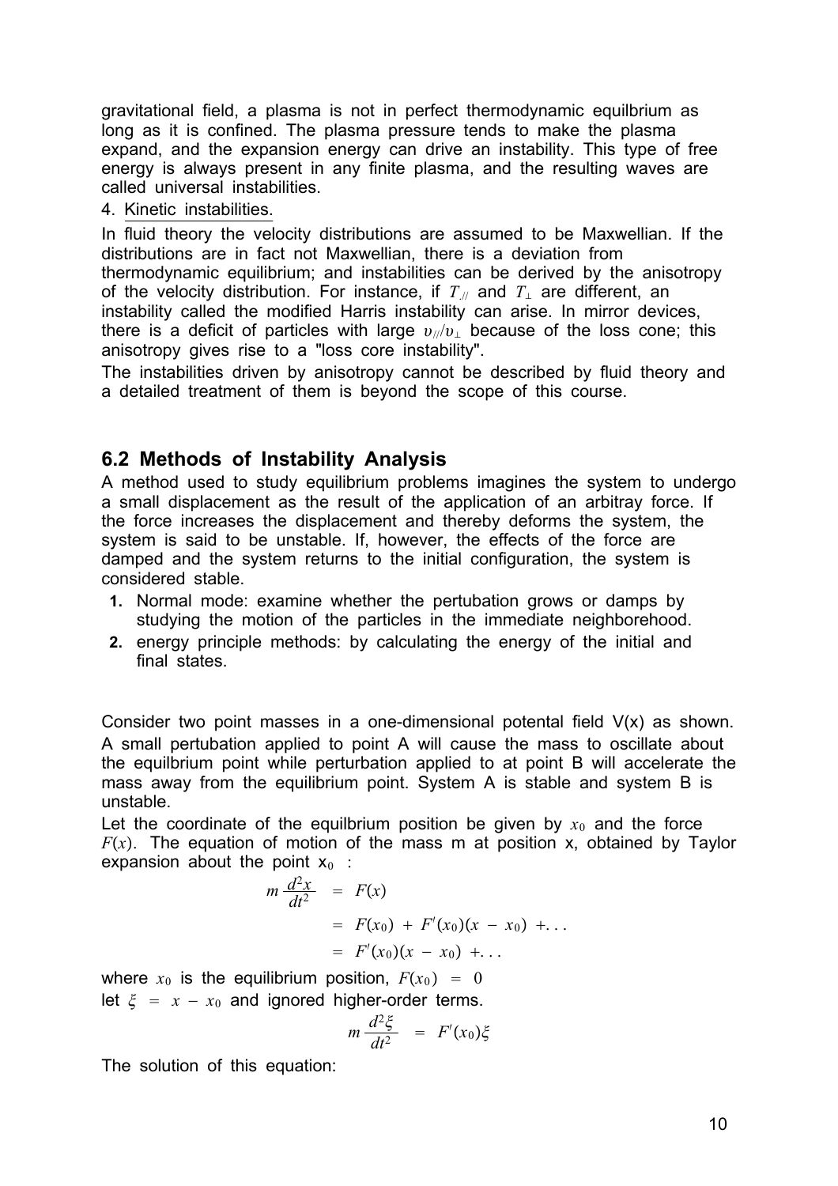gravitational field, a plasma is not in perfect thermodynamic equilbrium as long as it is confined. The plasma pressure tends to make the plasma expand, and the expansion energy can drive an instability. This type of free energy is always present in any finite plasma, and the resulting waves are called universal instabilities.

4. Kinetic instabilities.

In fluid theory the velocity distributions are assumed to be Maxwellian. If the distributions are in fact not Maxwellian, there is a deviation from thermodynamic equilibrium; and instabilities can be derived by the anisotropy of the velocity distribution. For instance, if $T_{//}$ and $T_{\perp}$ are different, an instability called the modified Harris instability can arise. In mirror devices, there is a deficit of particles with large $\upsilon_{//}/\upsilon_{\perp}$ because of the loss cone; this anisotropy gives rise to a "loss core instability".

The instabilities driven by anisotropy cannot be described by fluid theory and a detailed treatment of them is beyond the scope of this course.

## 6.2 Methods of Instability Analysis

A method used to study equilibrium problems imagines the system to undergo a small displacement as the result of the application of an arbitray force. If the force increases the displacement and thereby deforms the system, the system is said to be unstable. If, however, the effects of the force are damped and the system returns to the initial configuration, the system is considered stable.

1. Normal mode: examine whether the pertubation grows or damps by studying the motion of the particles in the immediate neighborehood.
2. energy principle methods: by calculating the energy of the initial and final states.

Consider two point masses in a one-dimensional potental field V(x) as shown. A small pertubation applied to point A will cause the mass to oscillate about the equilbrium point while perturbation applied to at point B will accelerate the mass away from the equilibrium point. System A is stable and system B is unstable.

Let the coordinate of the equilbrium position be given by $x_0$ and the force $F(x)$. The equation of motion of the mass m at position x, obtained by Taylor expansion about the point $x_0$ :

$$
\begin{aligned}
m\frac{d^2x}{dt^2} &= F(x) \\
&= F(x_0) + F'(x_0)(x - x_0) + \ldots \\
&= F'(x_0)(x - x_0) + \ldots
\end{aligned}
$$

where $x_0$ is the equilibrium position, $F(x_0) = 0$

let $\xi = x - x_0$ and ignored higher-order terms.

$$
m\frac{d^2\xi}{dt^2} = F'(x_0)\xi
$$

The solution of this equation: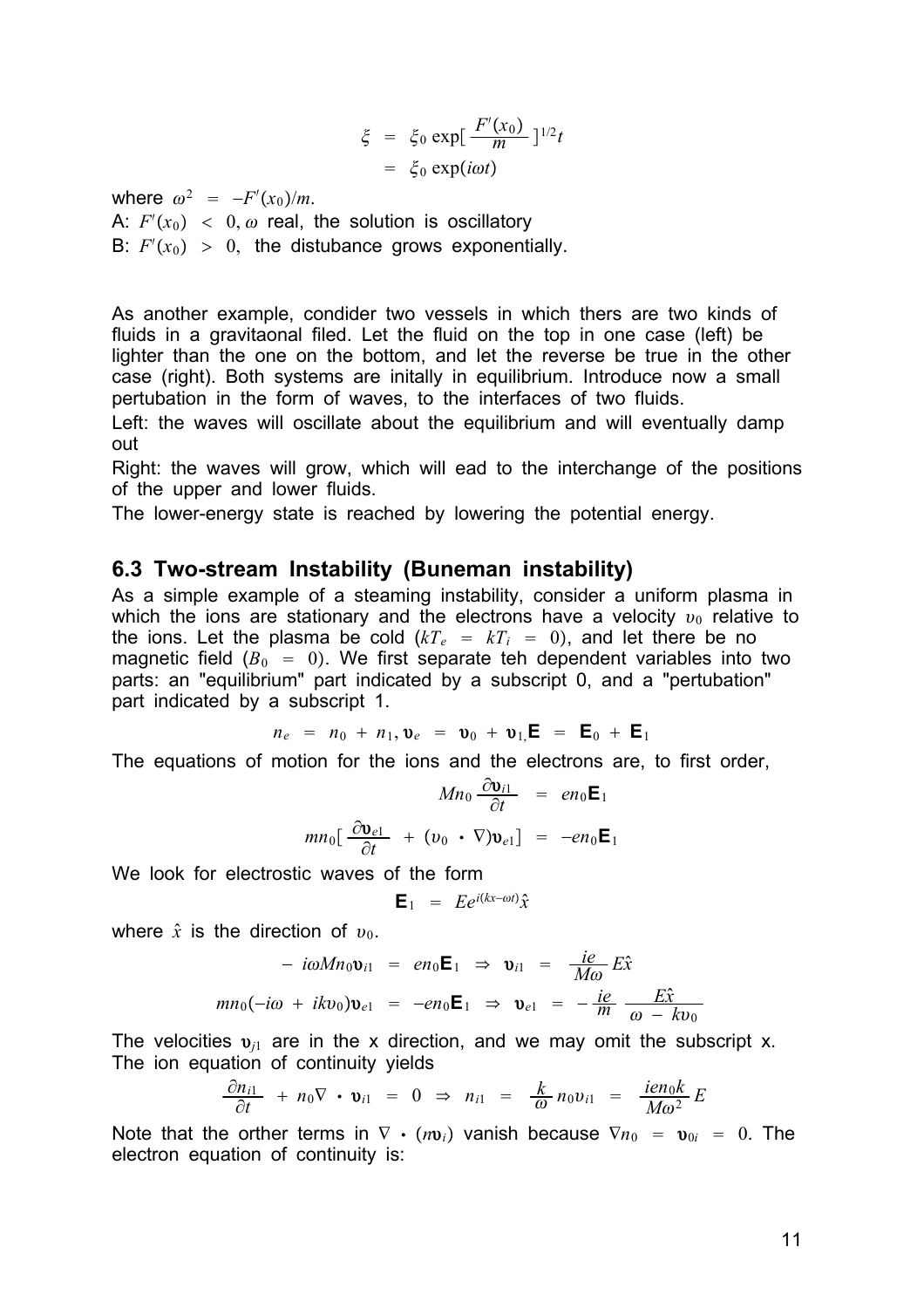$$\xi = \xi_0 \exp[\frac{F'(x_0)}{m}]^{1/2} t$$
$$= \xi_0 \exp(i\omega t)$$

where $\omega^2 = -F'(x_0)/m$.

A: $F'(x_0) < 0, \omega$ real, the solution is oscillatory

B: $F'(x_0) > 0$, the distubance grows exponentially.

As another example, condider two vessels in which thers are two kinds of fluids in a gravitaonal filed. Let the fluid on the top in one case (left) be lighter than the one on the bottom, and let the reverse be true in the other case (right). Both systems are initally in equilibrium. Introduce now a small pertubation in the form of waves, to the interfaces of two fluids.

Left: the waves will oscillate about the equilibrium and will eventually damp out

Right: the waves will grow, which will ead to the interchange of the positions of the upper and lower fluids.

The lower-energy state is reached by lowering the potential energy.

## 6.3 Two-stream Instability (Buneman instability)

As a simple example of a steaming instability, consider a uniform plasma in which the ions are stationary and the electrons have a velocity $v_0$ relative to the ions. Let the plasma be cold ($kT_e = kT_i = 0$), and let there be no magnetic field ($B_0 = 0$). We first separate teh dependent variables into two parts: an "equilibrium" part indicated by a subscript 0, and a "pertubation" part indicated by a subscript 1.

$$n_e = n_0 + n_1, \mathbf{v}_e = \mathbf{v}_0 + \mathbf{v}_1, \mathbf{E} = \mathbf{E}_0 + \mathbf{E}_1$$

The equations of motion for the ions and the electrons are, to first order,

$$Mn_0 \frac{\partial \mathbf{v}_{i1}}{\partial t} = en_0 \mathbf{E}_1$$

$$mn_0[\frac{\partial \mathbf{v}_{e1}}{\partial t} + (v_0 \cdot \nabla)\mathbf{v}_{e1}] = -en_0 \mathbf{E}_1$$

We look for electrostic waves of the form

$$\mathbf{E}_1 = Ee^{i(kx-\omega t)}\hat{x}$$

where $\hat{x}$ is the direction of $v_0$.

$$-i\omega Mn_0 \mathbf{v}_{i1} = en_0 \mathbf{E}_1 \Rightarrow \mathbf{v}_{i1} = \frac{ie}{M\omega} E\hat{x}$$

$$mn_0(-i\omega + ikv_0)\mathbf{v}_{e1} = -en_0 \mathbf{E}_1 \Rightarrow \mathbf{v}_{e1} = -\frac{ie}{m} \frac{E\hat{x}}{\omega - kv_0}$$

The velocities $\mathbf{v}_{j1}$ are in the x direction, and we may omit the subscript x. The ion equation of continuity yields

$$\frac{\partial n_{i1}}{\partial t} + n_0 \nabla \cdot \mathbf{v}_{i1} = 0 \Rightarrow n_{i1} = \frac{k}{\omega} n_0 v_{i1} = \frac{ien_0 k}{M\omega^2} E$$

Note that the orther terms in $\nabla \cdot (n\mathbf{v}_i)$ vanish because $\nabla n_0 = \mathbf{v}_{0i} = 0$. The electron equation of continuity is: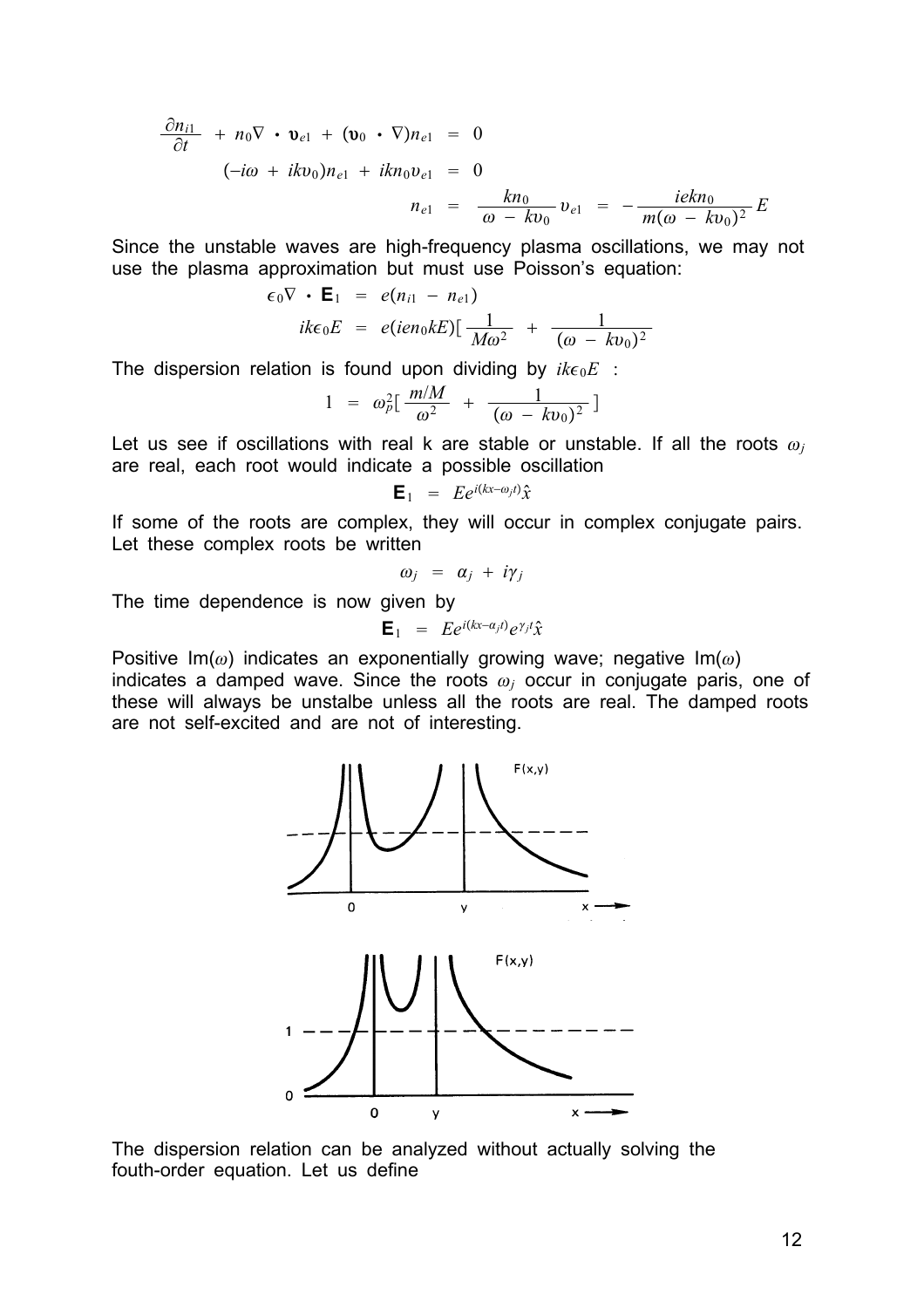$$\frac{\partial n_{i1}}{\partial t} + n_0 \nabla \cdot \mathbf{v}_{e1} + (\mathbf{v}_0 \cdot \nabla) n_{e1} = 0$$

$$(-i\omega + ikv_0) n_{e1} + ikn_0 v_{e1} = 0$$

$$n_{e1} = \frac{kn_0}{\omega - kv_0} v_{e1} = -\frac{iekn_0}{m(\omega - kv_0)^2} E$$

Since the unstable waves are high-frequency plasma oscillations, we may not use the plasma approximation but must use Poisson's equation:

$$\epsilon_0 \nabla \cdot \mathbf{E}_1 = e(n_{i1} - n_{e1})$$

$$ik\epsilon_0 E = e(ien_0 kE)\left[\frac{1}{M\omega^2} + \frac{1}{(\omega - kv_0)^2}\right]$$

The dispersion relation is found upon dividing by $ik\epsilon_0 E$ :

$$1 = \omega_p^2\left[\frac{m/M}{\omega^2} + \frac{1}{(\omega - kv_0)^2}\right]$$

Let us see if oscillations with real k are stable or unstable. If all the roots $\omega_j$ are real, each root would indicate a possible oscillation

$$\mathbf{E}_1 = Ee^{i(kx - \omega_j t)}\hat{x}$$

If some of the roots are complex, they will occur in complex conjugate pairs. Let these complex roots be written

$$\omega_j = \alpha_j + i\gamma_j$$

The time dependence is now given by

$$\mathbf{E}_1 = Ee^{i(kx - \alpha_j t)}e^{\gamma_j t}\hat{x}$$

Positive Im($\omega$) indicates an exponentially growing wave; negative Im($\omega$) indicates a damped wave. Since the roots $\omega_j$ occur in conjugate paris, one of these will always be unstalbe unless all the roots are real. The damped roots are not self-excited and are not of interesting.

The dispersion relation can be analyzed without actually solving the fouth-order equation. Let us define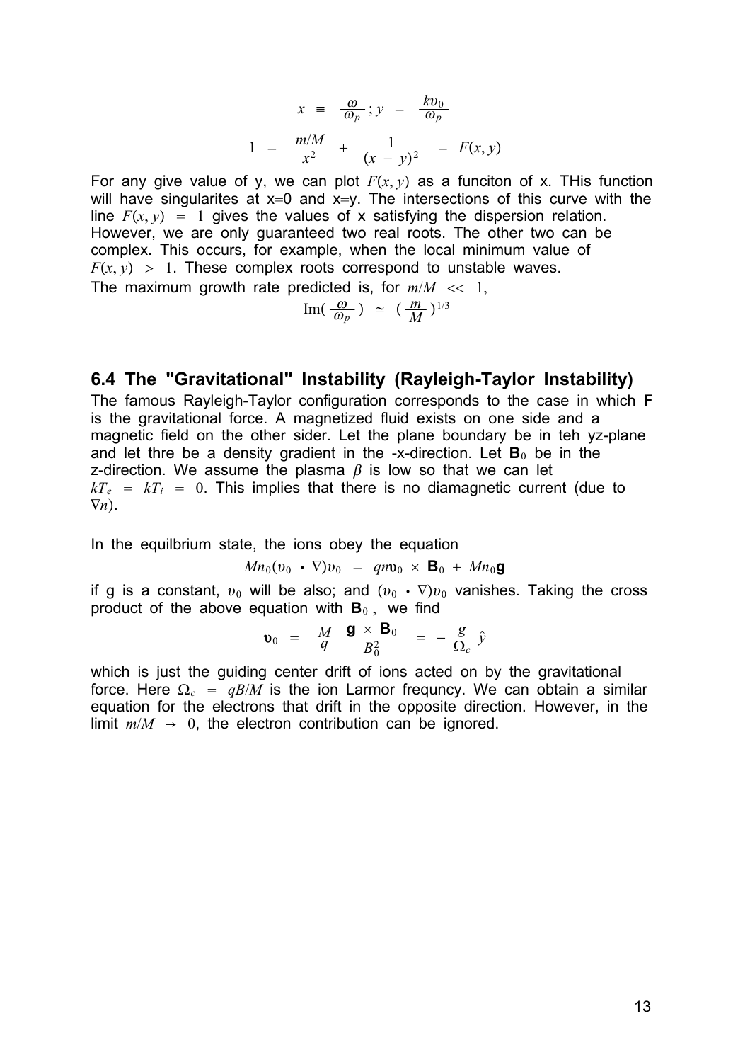$$x \equiv \frac{\omega}{\omega_p} ; y = \frac{kv_0}{\omega_p}$$

$$1 = \frac{m/M}{x^2} + \frac{1}{(x - y)^2} = F(x, y)$$

For any give value of y, we can plot $F(x, y)$ as a funciton of x. THis function will have singularites at x=0 and x=y. The intersections of this curve with the line $F(x, y) = 1$ gives the values of x satisfying the dispersion relation. However, we are only guaranteed two real roots. The other two can be complex. This occurs, for example, when the local minimum value of $F(x, y) > 1$. These complex roots correspond to unstable waves.

The maximum growth rate predicted is, for $m/M << 1$,

$$\text{Im}\left(\frac{\omega}{\omega_p}\right) \simeq \left(\frac{m}{M}\right)^{1/3}$$

## 6.4 The "Gravitational" Instability (Rayleigh-Taylor Instability)

The famous Rayleigh-Taylor configuration corresponds to the case in which **F** is the gravitational force. A magnetized fluid exists on one side and a magnetic field on the other sider. Let the plane boundary be in teh yz-plane and let thre be a density gradient in the -x-direction. Let $\mathbf{B}_0$ be in the z-direction. We assume the plasma $\beta$ is low so that we can let $kT_e = kT_i = 0$. This implies that there is no diamagnetic current (due to $\nabla n$).

In the equilbrium state, the ions obey the equation

$$Mn_0(v_0 \cdot \nabla)v_0 = qn\mathbf{v}_0 \times \mathbf{B}_0 + Mn_0\mathbf{g}$$

if g is a constant, $v_0$ will be also; and $(v_0 \cdot \nabla)v_0$ vanishes. Taking the cross product of the above equation with $\mathbf{B}_0$, we find

$$\mathbf{v}_0 = \frac{M}{q}\frac{\mathbf{g} \times \mathbf{B}_0}{B_0^2} = -\frac{g}{\Omega_c}\hat{y}$$

which is just the guiding center drift of ions acted on by the gravitational force. Here $\Omega_c = qB/M$ is the ion Larmor frequncy. We can obtain a similar equation for the electrons that drift in the opposite direction. However, in the limit $m/M \to 0$, the electron contribution can be ignored.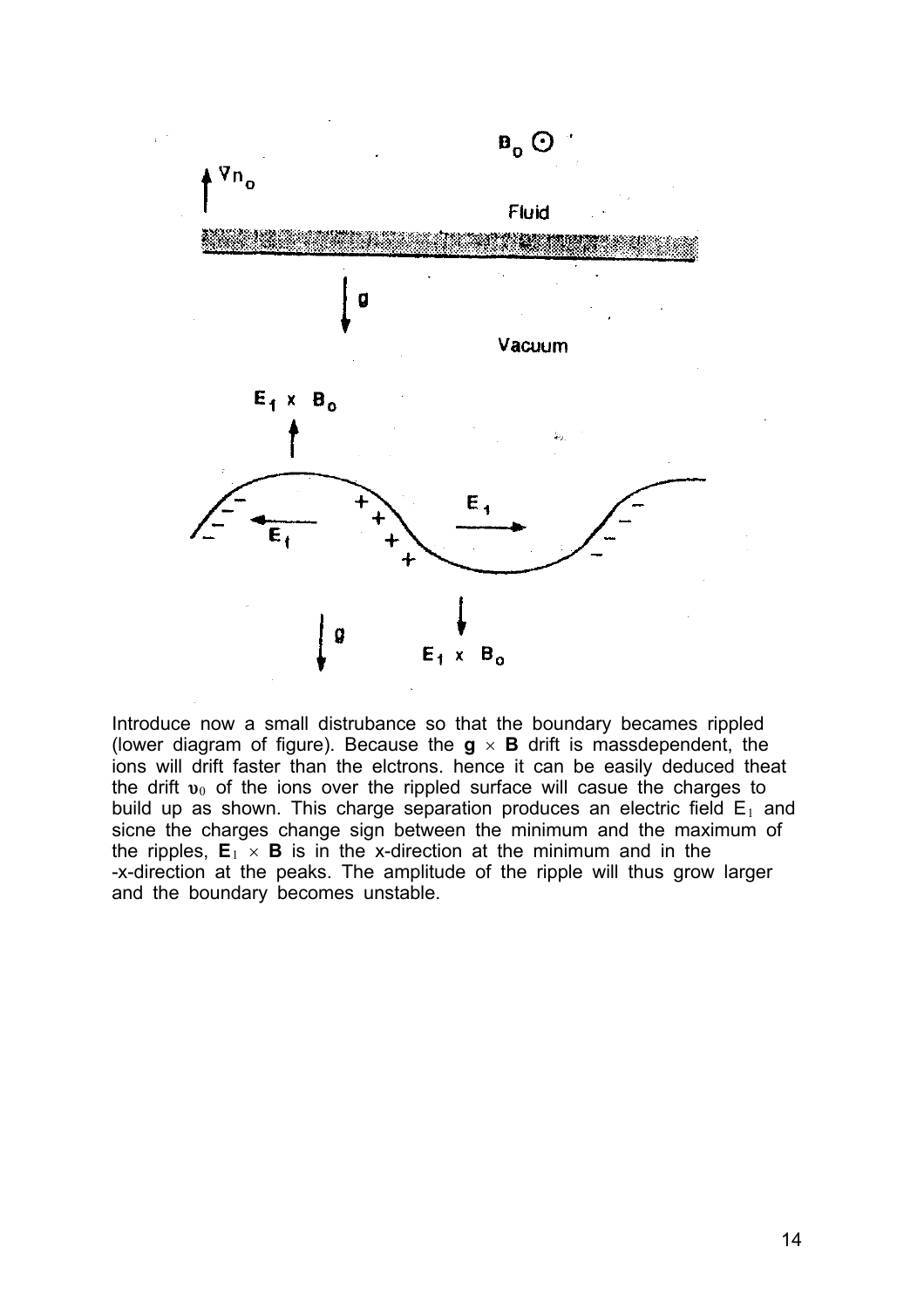$B_0 \odot$

$\nabla n_0$

Fluid

$g$

Vacuum

$E_1 \times B_0$

$E_1$

$E_1$

$g$

$E_1 \times B_0$

Introduce now a small distrubance so that the boundary becames rippled (lower diagram of figure). Because the $\mathbf{g} \times \mathbf{B}$ drift is massdependent, the ions will drift faster than the elctrons. hence it can be easily deduced theat the drift $\mathbf{v}_0$ of the ions over the rippled surface will casue the charges to build up as shown. This charge separation produces an electric field $E_1$ and sicne the charges change sign between the minimum and the maximum of the ripples, $\mathbf{E}_1 \times \mathbf{B}$ is in the x-direction at the minimum and in the -x-direction at the peaks. The amplitude of the ripple will thus grow larger and the boundary becomes unstable.